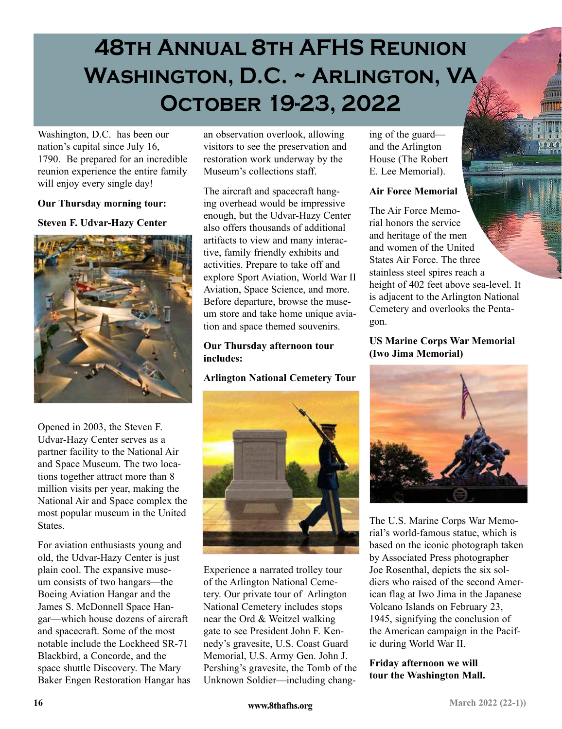# 48th Annual 8th AFHS Reunion Washington, D.C. ~ Arlington, VA October 19-23, 2022

Washington, D.C. has been our nation's capital since July 16, 1790. Be prepared for an incredible reunion experience the entire family will enjoy every single day!

**Our Thursday morning tour:**

**Steven F. Udvar-Hazy Center**

Opened in 2003, the Steven F. Udvar-Hazy Center serves as a partner facility to the National Air and Space Museum. The two locations together attract more than 8 million visits per year, making the National Air and Space complex the most popular museum in the United States.

For aviation enthusiasts young and old, the Udvar-Hazy Center is just plain cool. The expansive museum consists of two hangars—the Boeing Aviation Hangar and the James S. McDonnell Space Hangar—which house dozens of aircraft and spacecraft. Some of the most notable include the Lockheed SR-71 Blackbird, a Concorde, and the space shuttle Discovery. The Mary Baker Engen Restoration Hangar has an observation overlook, allowing visitors to see the preservation and restoration work underway by the Museum's collections staff.

The aircraft and spacecraft hanging overhead would be impressive enough, but the Udvar-Hazy Center also offers thousands of additional artifacts to view and many interactive, family friendly exhibits and activities. Prepare to take off and explore Sport Aviation, World War II Aviation, Space Science, and more. Before departure, browse the museum store and take home unique aviation and space themed souvenirs.

**Our Thursday afternoon tour includes:**

**Arlington National Cemetery Tour**

Experience a narrated trolley tour of the Arlington National Cemetery. Our private tour of Arlington National Cemetery includes stops near the Ord & Weitzel walking gate to see President John F. Kennedy's gravesite, U.S. Coast Guard Memorial, U.S. Army Gen. John J. Pershing's gravesite, the Tomb of the Unknown Soldier—including changing of the guard—and the Arlington House (The Robert E. Lee Memorial).

**Air Force Memorial**

The Air Force Memorial honors the service and heritage of the men and women of the United States Air Force. The three stainless steel spires reach a height of 402 feet above sea-level. It is adjacent to the Arlington National Cemetery and overlooks the Pentagon.

**US Marine Corps War Memorial (Iwo Jima Memorial)**

The U.S. Marine Corps War Memorial's world-famous statue, which is based on the iconic photograph taken by Associated Press photographer Joe Rosenthal, depicts the six soldiers who raised of the second American flag at Iwo Jima in the Japanese Volcano Islands on February 23, 1945, signifying the conclusion of the American campaign in the Pacific during World War II.

**Friday afternoon we will tour the Washington Mall.**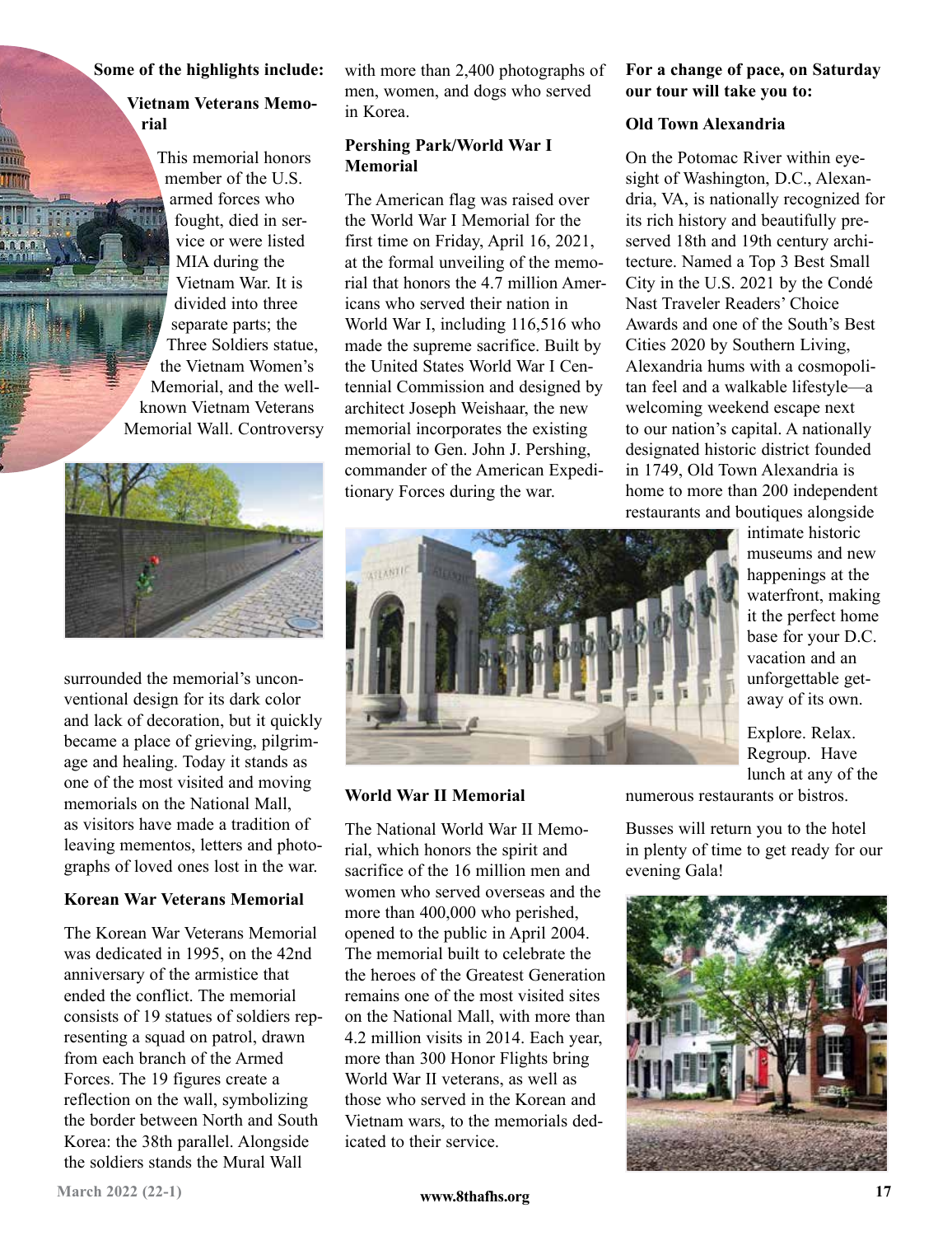**Some of the highlights include:**

### Vietnam Veterans Memorial

This memorial honors member of the U.S. armed forces who fought, died in service or were listed MIA during the Vietnam War. It is divided into three separate parts; the Three Soldiers statue, the Vietnam Women's Memorial, and the well-known Vietnam Veterans Memorial Wall. Controversy surrounded the memorial's unconventional design for its dark color and lack of decoration, but it quickly became a place of grieving, pilgrimage and healing. Today it stands as one of the most visited and moving memorials on the National Mall, as visitors have made a tradition of leaving mementos, letters and photographs of loved ones lost in the war.

### Korean War Veterans Memorial

The Korean War Veterans Memorial was dedicated in 1995, on the 42nd anniversary of the armistice that ended the conflict. The memorial consists of 19 statues of soldiers representing a squad on patrol, drawn from each branch of the Armed Forces. The 19 figures create a reflection on the wall, symbolizing the border between North and South Korea: the 38th parallel. Alongside the soldiers stands the Mural Wall with more than 2,400 photographs of men, women, and dogs who served in Korea.

### Pershing Park/World War I Memorial

The American flag was raised over the World War I Memorial for the first time on Friday, April 16, 2021, at the formal unveiling of the memorial that honors the 4.7 million Americans who served their nation in World War I, including 116,516 who made the supreme sacrifice. Built by the United States World War I Centennial Commission and designed by architect Joseph Weishaar, the new memorial incorporates the existing memorial to Gen. John J. Pershing, commander of the American Expeditionary Forces during the war.

### World War II Memorial

The National World War II Memorial, which honors the spirit and sacrifice of the 16 million men and women who served overseas and the more than 400,000 who perished, opened to the public in April 2004. The memorial built to celebrate the the heroes of the Greatest Generation remains one of the most visited sites on the National Mall, with more than 4.2 million visits in 2014. Each year, more than 300 Honor Flights bring World War II veterans, as well as those who served in the Korean and Vietnam wars, to the memorials dedicated to their service.

**For a change of pace, on Saturday our tour will take you to:**

### Old Town Alexandria

On the Potomac River within eyesight of Washington, D.C., Alexandria, VA, is nationally recognized for its rich history and beautifully preserved 18th and 19th century architecture. Named a Top 3 Best Small City in the U.S. 2021 by the Condé Nast Traveler Readers' Choice Awards and one of the South's Best Cities 2020 by Southern Living, Alexandria hums with a cosmopolitan feel and a walkable lifestyle—a welcoming weekend escape next to our nation's capital. A nationally designated historic district founded in 1749, Old Town Alexandria is home to more than 200 independent restaurants and boutiques alongside intimate historic museums and new happenings at the waterfront, making it the perfect home base for your D.C. vacation and an unforgettable getaway of its own.

Explore. Relax. Regroup. Have lunch at any of the numerous restaurants or bistros.

Busses will return you to the hotel in plenty of time to get ready for our evening Gala!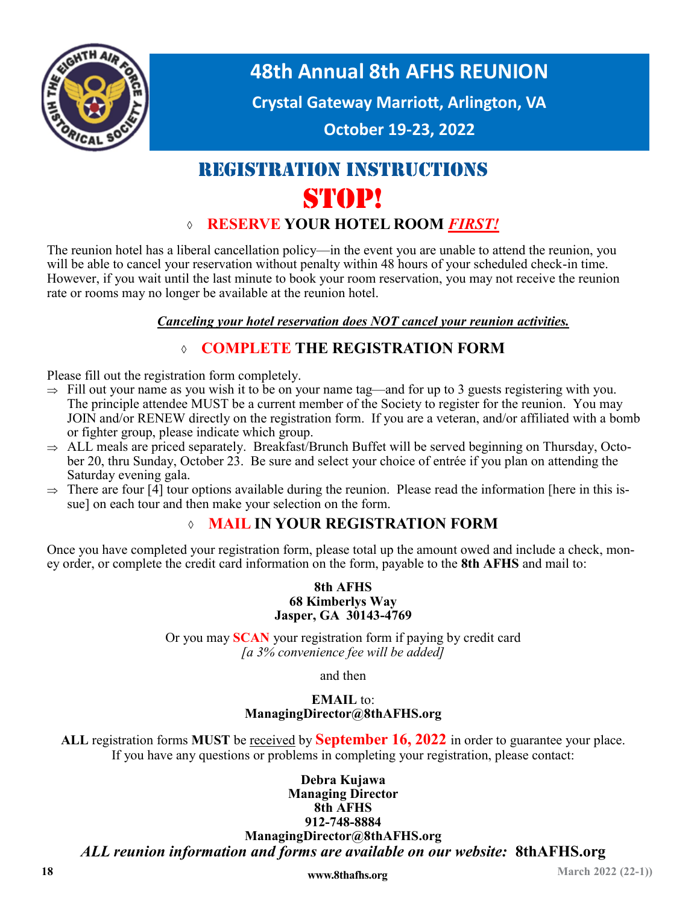# 48th Annual 8th AFHS REUNION

**Crystal Gateway Marriott, Arlington, VA**

**October 19-23, 2022**

## REGISTRATION INSTRUCTIONS

# STOP!

◊ **RESERVE YOUR HOTEL ROOM *FIRST!***

The reunion hotel has a liberal cancellation policy—in the event you are unable to attend the reunion, you will be able to cancel your reservation without penalty within 48 hours of your scheduled check-in time. However, if you wait until the last minute to book your room reservation, you may not receive the reunion rate or rooms may no longer be available at the reunion hotel.

***Canceling your hotel reservation does NOT cancel your reunion activities.***

◊ **COMPLETE THE REGISTRATION FORM**

Please fill out the registration form completely.

- ⇒ Fill out your name as you wish it to be on your name tag—and for up to 3 guests registering with you. The principle attendee MUST be a current member of the Society to register for the reunion. You may JOIN and/or RENEW directly on the registration form. If you are a veteran, and/or affiliated with a bomb or fighter group, please indicate which group.
- ⇒ ALL meals are priced separately. Breakfast/Brunch Buffet will be served beginning on Thursday, October 20, thru Sunday, October 23. Be sure and select your choice of entrée if you plan on attending the Saturday evening gala.
- ⇒ There are four [4] tour options available during the reunion. Please read the information [here in this issue] on each tour and then make your selection on the form.

◊ **MAIL IN YOUR REGISTRATION FORM**

Once you have completed your registration form, please total up the amount owed and include a check, money order, or complete the credit card information on the form, payable to the **8th AFHS** and mail to:

**8th AFHS**
**68 Kimberlys Way**
**Jasper, GA 30143-4769**

Or you may **SCAN** your registration form if paying by credit card
*[a 3% convenience fee will be added]*

and then

**EMAIL** to:
**ManagingDirector@8thAFHS.org**

**ALL** registration forms **MUST** be received by **September 16, 2022** in order to guarantee your place. If you have any questions or problems in completing your registration, please contact:

**Debra Kujawa**
**Managing Director**
**8th AFHS**
**912-748-8884**
**ManagingDirector@8thAFHS.org**

***ALL reunion information and forms are available on our website:* 8thAFHS.org**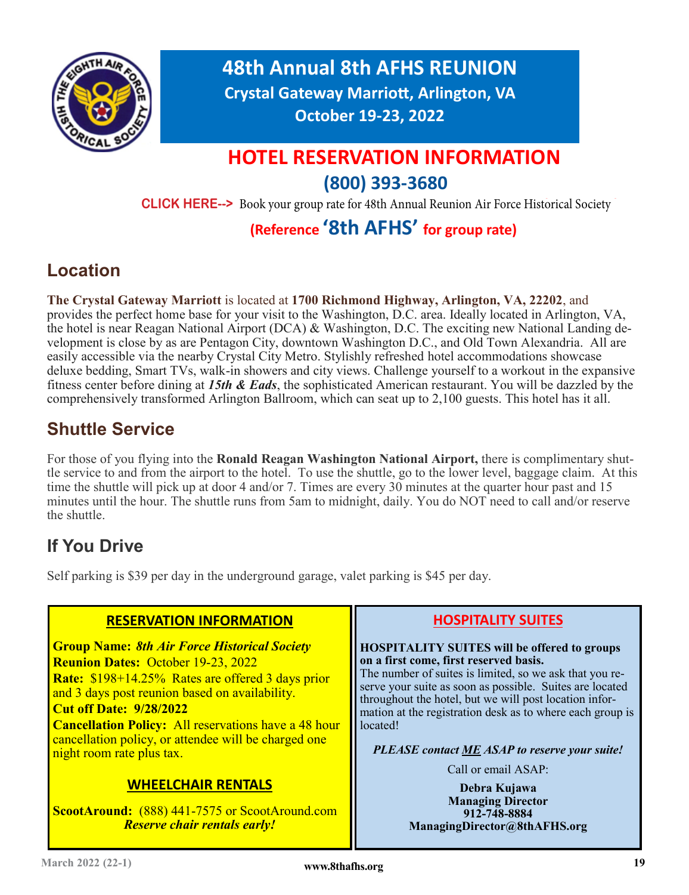# 48th Annual 8th AFHS REUNION

**Crystal Gateway Marriott, Arlington, VA**

**October 19-23, 2022**

## HOTEL RESERVATION INFORMATION

**(800) 393-3680**

**CLICK HERE-->** Book your group rate for 48th Annual Reunion Air Force Historical Society

**(Reference '8th AFHS' for group rate)**

## Location

**The Crystal Gateway Marriott** is located at **1700 Richmond Highway, Arlington, VA, 22202**, and provides the perfect home base for your visit to the Washington, D.C. area. Ideally located in Arlington, VA, the hotel is near Reagan National Airport (DCA) & Washington, D.C. The exciting new National Landing development is close by as are Pentagon City, downtown Washington D.C., and Old Town Alexandria. All are easily accessible via the nearby Crystal City Metro. Stylishly refreshed hotel accommodations showcase deluxe bedding, Smart TVs, walk-in showers and city views. Challenge yourself to a workout in the expansive fitness center before dining at ***15th & Eads***, the sophisticated American restaurant. You will be dazzled by the comprehensively transformed Arlington Ballroom, which can seat up to 2,100 guests. This hotel has it all.

## Shuttle Service

For those of you flying into the **Ronald Reagan Washington National Airport,** there is complimentary shuttle service to and from the airport to the hotel. To use the shuttle, go to the lower level, baggage claim. At this time the shuttle will pick up at door 4 and/or 7. Times are every 30 minutes at the quarter hour past and 15 minutes until the hour. The shuttle runs from 5am to midnight, daily. You do NOT need to call and/or reserve the shuttle.

## If You Drive

Self parking is $39 per day in the underground garage, valet parking is $45 per day.

### RESERVATION INFORMATION

**Group Name:** ***8th Air Force Historical Society***
**Reunion Dates:** October 19-23, 2022
**Rate:** $198+14.25% Rates are offered 3 days prior and 3 days post reunion based on availability.
**Cut off Date: 9/28/2022**
**Cancellation Policy:** All reservations have a 48 hour cancellation policy, or attendee will be charged one night room rate plus tax.

### WHEELCHAIR RENTALS

**ScootAround:** (888) 441-7575 or ScootAround.com
*Reserve chair rentals early!*

### HOSPITALITY SUITES

**HOSPITALITY SUITES will be offered to groups on a first come, first reserved basis.**
The number of suites is limited, so we ask that you reserve your suite as soon as possible. Suites are located throughout the hotel, but we will post location information at the registration desk as to where each group is located!

***PLEASE contact ME ASAP to reserve your suite!***

Call or email ASAP:

**Debra Kujawa**
**Managing Director**
**912-748-8884**
**ManagingDirector@8thAFHS.org**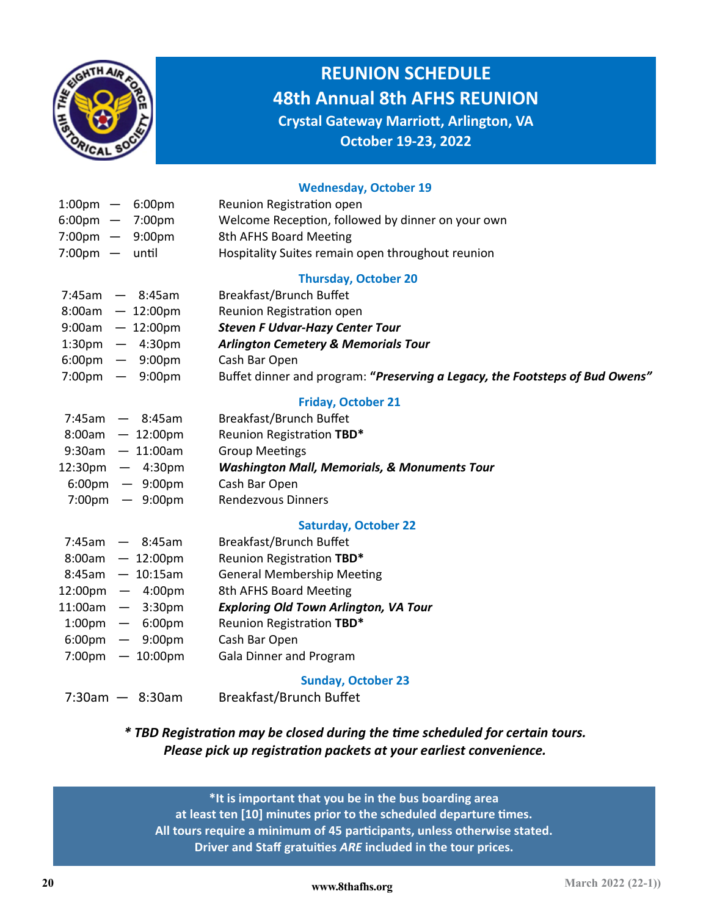# REUNION SCHEDULE

## 48th Annual 8th AFHS REUNION

### Crystal Gateway Marriott, Arlington, VA

### October 19-23, 2022

#### Wednesday, October 19

| | |
|---|---|
| 1:00pm — 6:00pm | Reunion Registration open |
| 6:00pm — 7:00pm | Welcome Reception, followed by dinner on your own |
| 7:00pm — 9:00pm | 8th AFHS Board Meeting |
| 7:00pm — until | Hospitality Suites remain open throughout reunion |

#### Thursday, October 20

| | |
|---|---|
| 7:45am — 8:45am | Breakfast/Brunch Buffet |
| 8:00am — 12:00pm | Reunion Registration open |
| 9:00am — 12:00pm | ***Steven F Udvar-Hazy Center Tour*** |
| 1:30pm — 4:30pm | ***Arlington Cemetery & Memorials Tour*** |
| 6:00pm — 9:00pm | Cash Bar Open |
| 7:00pm — 9:00pm | Buffet dinner and program: **"*Preserving a Legacy, the Footsteps of Bud Owens*"** |

#### Friday, October 21

| | |
|---|---|
| 7:45am — 8:45am | Breakfast/Brunch Buffet |
| 8:00am — 12:00pm | Reunion Registration **TBD*** |
| 9:30am — 11:00am | Group Meetings |
| 12:30pm — 4:30pm | ***Washington Mall, Memorials, & Monuments Tour*** |
| 6:00pm — 9:00pm | Cash Bar Open |
| 7:00pm — 9:00pm | Rendezvous Dinners |

#### Saturday, October 22

| | |
|---|---|
| 7:45am — 8:45am | Breakfast/Brunch Buffet |
| 8:00am — 12:00pm | Reunion Registration **TBD*** |
| 8:45am — 10:15am | General Membership Meeting |
| 12:00pm — 4:00pm | 8th AFHS Board Meeting |
| 11:00am — 3:30pm | ***Exploring Old Town Arlington, VA Tour*** |
| 1:00pm — 6:00pm | Reunion Registration **TBD*** |
| 6:00pm — 9:00pm | Cash Bar Open |
| 7:00pm — 10:00pm | Gala Dinner and Program |

#### Sunday, October 23

| | |
|---|---|
| 7:30am — 8:30am | Breakfast/Brunch Buffet |

***\* TBD Registration may be closed during the time scheduled for certain tours.***
***Please pick up registration packets at your earliest convenience.***

**\*It is important that you be in the bus boarding area at least ten [10] minutes prior to the scheduled departure times.**
**All tours require a minimum of 45 participants, unless otherwise stated.**
**Driver and Staff gratuities *ARE* included in the tour prices.**

www.8thafhs.org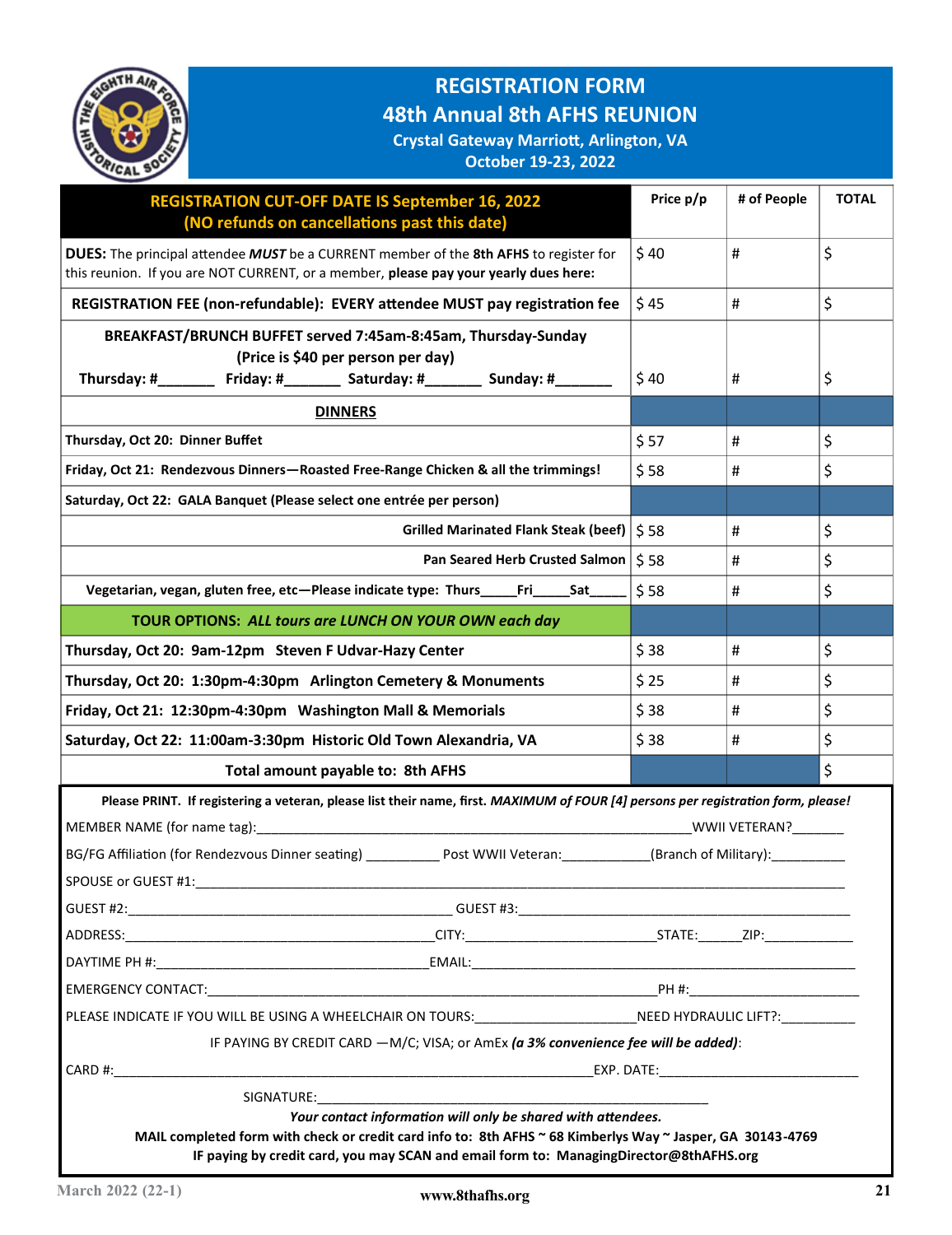# REGISTRATION FORM

## 48th Annual 8th AFHS REUNION

**Crystal Gateway Marriott, Arlington, VA**
**October 19-23, 2022**

| REGISTRATION CUT-OFF DATE IS September 16, 2022 (NO refunds on cancellations past this date) | Price p/p | # of People | TOTAL |
|---|---|---|---|
| **DUES:** The principal attendee ***MUST*** be a CURRENT member of the **8th AFHS** to register for this reunion. If you are NOT CURRENT, or a member, **please pay your yearly dues here:** | $ 40 | # | $ |
| **REGISTRATION FEE (non-refundable): EVERY attendee MUST pay registration fee** | $ 45 | # | $ |
| **BREAKFAST/BRUNCH BUFFET served 7:45am-8:45am, Thursday-Sunday (Price is $40 per person per day) Thursday: #_______ Friday: #_______ Saturday: #_______ Sunday: #_______** | $ 40 | # | $ |
| **DINNERS** | | | |
| **Thursday, Oct 20: Dinner Buffet** | $ 57 | # | $ |
| **Friday, Oct 21: Rendezvous Dinners—Roasted Free-Range Chicken & all the trimmings!** | $ 58 | # | $ |
| **Saturday, Oct 22: GALA Banquet (Please select one entrée per person)** | | | |
| **Grilled Marinated Flank Steak (beef)** | $ 58 | # | $ |
| **Pan Seared Herb Crusted Salmon** | $ 58 | # | $ |
| **Vegetarian, vegan, gluten free, etc—Please indicate type: Thurs_____Fri_____Sat_____** | $ 58 | # | $ |
| **TOUR OPTIONS: *ALL tours are LUNCH ON YOUR OWN each day*** | | | |
| **Thursday, Oct 20: 9am-12pm Steven F Udvar-Hazy Center** | $ 38 | # | $ |
| **Thursday, Oct 20: 1:30pm-4:30pm Arlington Cemetery & Monuments** | $ 25 | # | $ |
| **Friday, Oct 21: 12:30pm-4:30pm Washington Mall & Memorials** | $ 38 | # | $ |
| **Saturday, Oct 22: 11:00am-3:30pm Historic Old Town Alexandria, VA** | $ 38 | # | $ |
| **Total amount payable to: 8th AFHS** | | | $ |

**Please PRINT. If registering a veteran, please list their name, first. *MAXIMUM of FOUR [4] persons per registration form, please!***

MEMBER NAME (for name tag):___________________________________________________________WWII VETERAN?_______

BG/FG Affiliation (for Rendezvous Dinner seating) __________ Post WWII Veteran:____________(Branch of Military):__________

SPOUSE or GUEST #1:_________________________________________________________________________________________

GUEST #2:_____________________________________________ GUEST #3:_____________________________________________

ADDRESS:___________________________________________CITY:__________________________STATE:______ZIP:____________

DAYTIME PH #:_____________________________________EMAIL:_______________________________________________________

EMERGENCY CONTACT:_________________________________________________________________PH #:_______________________

PLEASE INDICATE IF YOU WILL BE USING A WHEELCHAIR ON TOURS:______________________NEED HYDRAULIC LIFT?:__________

IF PAYING BY CREDIT CARD —M/C; VISA; or AmEx ***(a 3% convenience fee will be added)***:

CARD #:______________________________________________________________________EXP. DATE:__________________________

SIGNATURE:________________________________________________________

***Your contact information will only be shared with attendees.***

**MAIL completed form with check or credit card info to: 8th AFHS ~ 68 Kimberlys Way ~ Jasper, GA 30143-4769**
**IF paying by credit card, you may SCAN and email form to: ManagingDirector@8thAFHS.org**